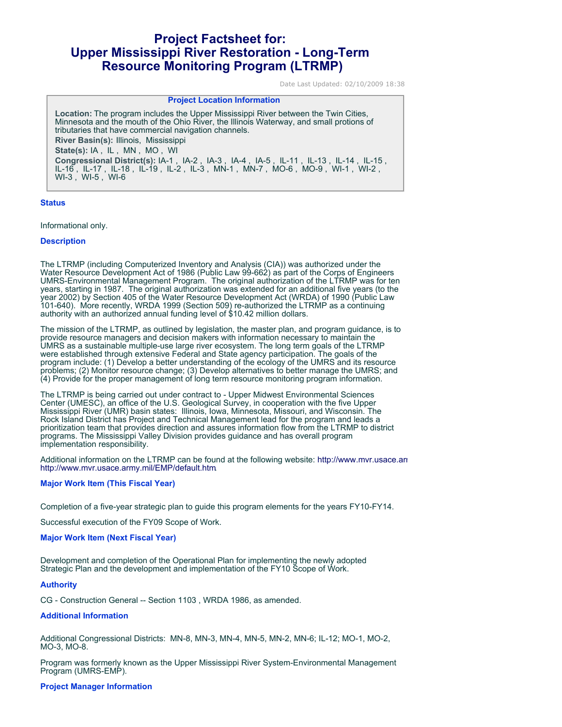# Project Factsheet for: Upper Mississippi River Restoration - Long-Term Resource Monitoring Program (LTRMP)

Date Last Updated: 02/10/2009 18:38

**Project Location Information**

**Location:** The program includes the Upper Mississippi River between the Twin Cities, Minnesota and the mouth of the Ohio River, the Illinois Waterway, and small protions of tributaries that have commercial navigation channels.

**River Basin(s):** Illinois, Mississippi

**State(s):** IA , IL , MN , MO , WI

**Congressional District(s):** IA-1 , IA-2 , IA-3 , IA-4 , IA-5 , IL-11 , IL-13 , IL-14 , IL-15 , IL-16 , IL-17 , IL-18 , IL-19 , IL-2 , IL-3 , MN-1 , MN-7 , MO-6 , MO-9 , WI-1 , WI-2 , WI-3 , WI-5 , WI-6

### Status

Informational only.

### Description

The LTRMP (including Computerized Inventory and Analysis (CIA)) was authorized under the Water Resource Development Act of 1986 (Public Law 99-662) as part of the Corps of Engineers UMRS-Environmental Management Program. The original authorization of the LTRMP was for ten years, starting in 1987. The original authorization was extended for an additional five years (to the year 2002) by Section 405 of the Water Resource Development Act (WRDA) of 1990 (Public Law 101-640). More recently, WRDA 1999 (Section 509) re-authorized the LTRMP as a continuing authority with an authorized annual funding level of $10.42 million dollars.

The mission of the LTRMP, as outlined by legislation, the master plan, and program guidance, is to provide resource managers and decision makers with information necessary to maintain the UMRS as a sustainable multiple-use large river ecosystem. The long term goals of the LTRMP were established through extensive Federal and State agency participation. The goals of the program include: (1) Develop a better understanding of the ecology of the UMRS and its resource problems; (2) Monitor resource change; (3) Develop alternatives to better manage the UMRS; and (4) Provide for the proper management of long term resource monitoring program information.

The LTRMP is being carried out under contract to - Upper Midwest Environmental Sciences Center (UMESC), an office of the U.S. Geological Survey, in cooperation with the five Upper Mississippi River (UMR) basin states: Illinois, Iowa, Minnesota, Missouri, and Wisconsin. The Rock Island District has Project and Technical Management lead for the program and leads a prioritization team that provides direction and assures information flow from the LTRMP to district programs. The Mississippi Valley Division provides guidance and has overall program implementation responsibility.

Additional information on the LTRMP can be found at the following website: http://www.mvr.usace.army.mil/EMP/default.htm

### Major Work Item (This Fiscal Year)

Completion of a five-year strategic plan to guide this program elements for the years FY10-FY14.

Successful execution of the FY09 Scope of Work.

### Major Work Item (Next Fiscal Year)

Development and completion of the Operational Plan for implementing the newly adopted Strategic Plan and the development and implementation of the FY10 Scope of Work.

### Authority

CG - Construction General -- Section 1103 , WRDA 1986, as amended.

### Additional Information

Additional Congressional Districts: MN-8, MN-3, MN-4, MN-5, MN-2, MN-6; IL-12; MO-1, MO-2, MO-3, MO-8.

Program was formerly known as the Upper Mississippi River System-Environmental Management Program (UMRS-EMP).

### Project Manager Information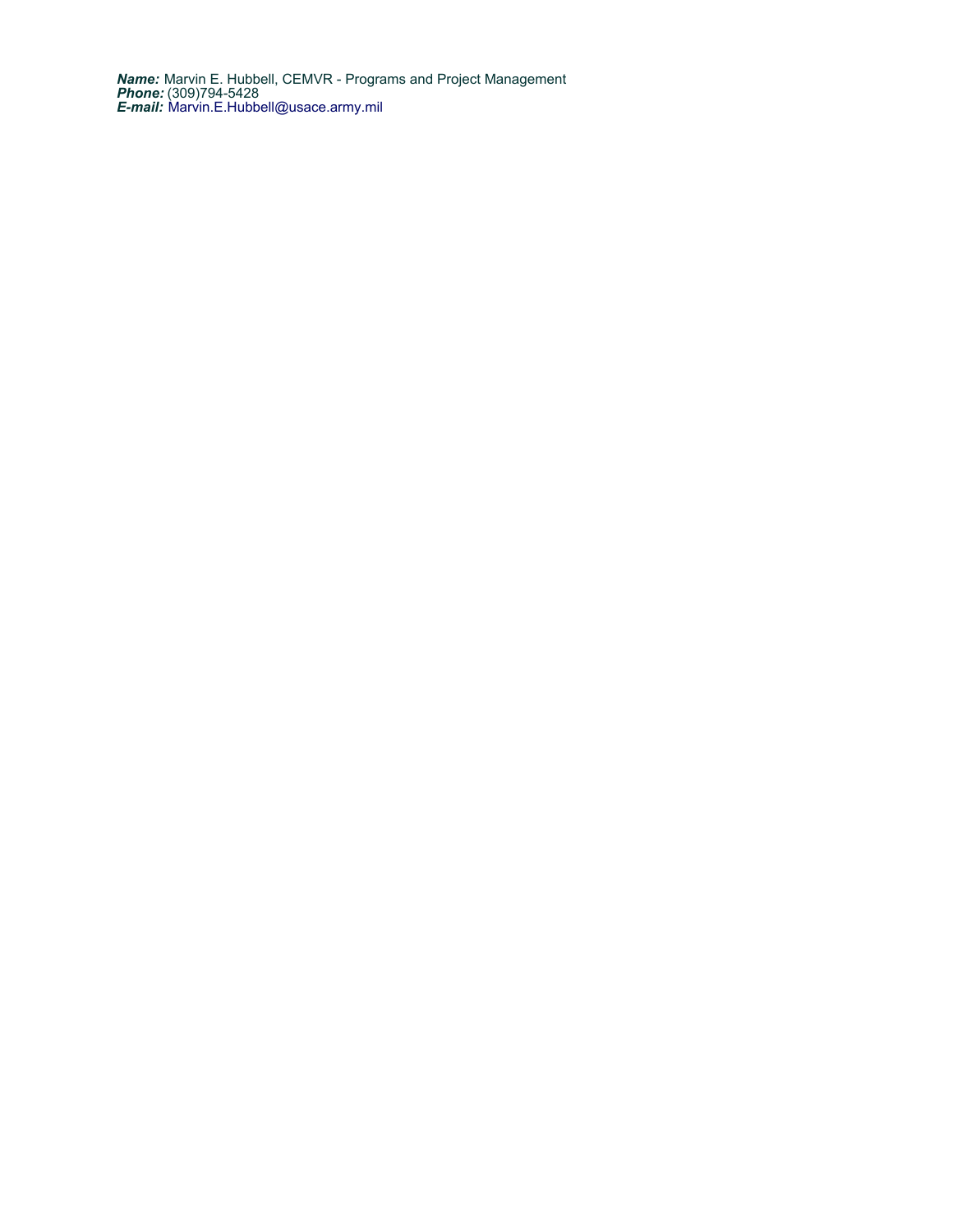***Name:*** Marvin E. Hubbell, CEMVR - Programs and Project Management
***Phone:*** (309)794-5428
***E-mail:*** Marvin.E.Hubbell@usace.army.mil